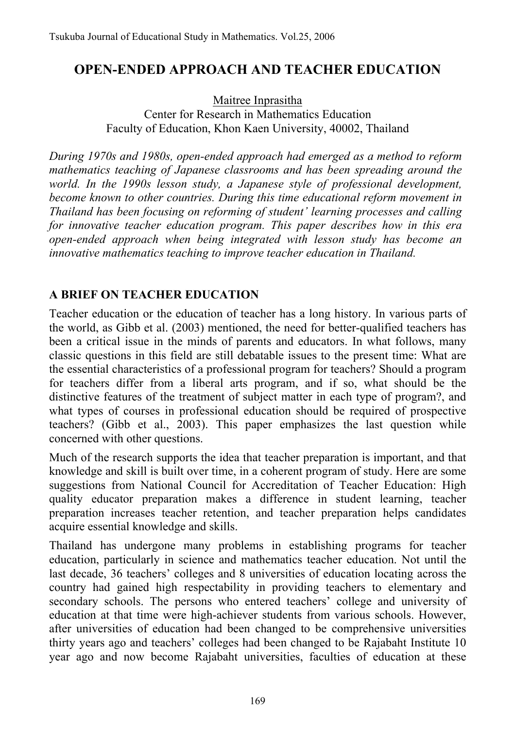# OPEN-ENDED APPROACH AND TEACHER EDUCATION

Maitree Inprasitha
Center for Research in Mathematics Education
Faculty of Education, Khon Kaen University, 40002, Thailand

*During 1970s and 1980s, open-ended approach had emerged as a method to reform mathematics teaching of Japanese classrooms and has been spreading around the world. In the 1990s lesson study, a Japanese style of professional development, become known to other countries. During this time educational reform movement in Thailand has been focusing on reforming of student' learning processes and calling for innovative teacher education program. This paper describes how in this era open-ended approach when being integrated with lesson study has become an innovative mathematics teaching to improve teacher education in Thailand.*

## A BRIEF ON TEACHER EDUCATION

Teacher education or the education of teacher has a long history. In various parts of the world, as Gibb et al. (2003) mentioned, the need for better-qualified teachers has been a critical issue in the minds of parents and educators. In what follows, many classic questions in this field are still debatable issues to the present time: What are the essential characteristics of a professional program for teachers? Should a program for teachers differ from a liberal arts program, and if so, what should be the distinctive features of the treatment of subject matter in each type of program?, and what types of courses in professional education should be required of prospective teachers? (Gibb et al., 2003). This paper emphasizes the last question while concerned with other questions.

Much of the research supports the idea that teacher preparation is important, and that knowledge and skill is built over time, in a coherent program of study. Here are some suggestions from National Council for Accreditation of Teacher Education: High quality educator preparation makes a difference in student learning, teacher preparation increases teacher retention, and teacher preparation helps candidates acquire essential knowledge and skills.

Thailand has undergone many problems in establishing programs for teacher education, particularly in science and mathematics teacher education. Not until the last decade, 36 teachers' colleges and 8 universities of education locating across the country had gained high respectability in providing teachers to elementary and secondary schools. The persons who entered teachers' college and university of education at that time were high-achiever students from various schools. However, after universities of education had been changed to be comprehensive universities thirty years ago and teachers' colleges had been changed to be Rajabaht Institute 10 year ago and now become Rajabaht universities, faculties of education at these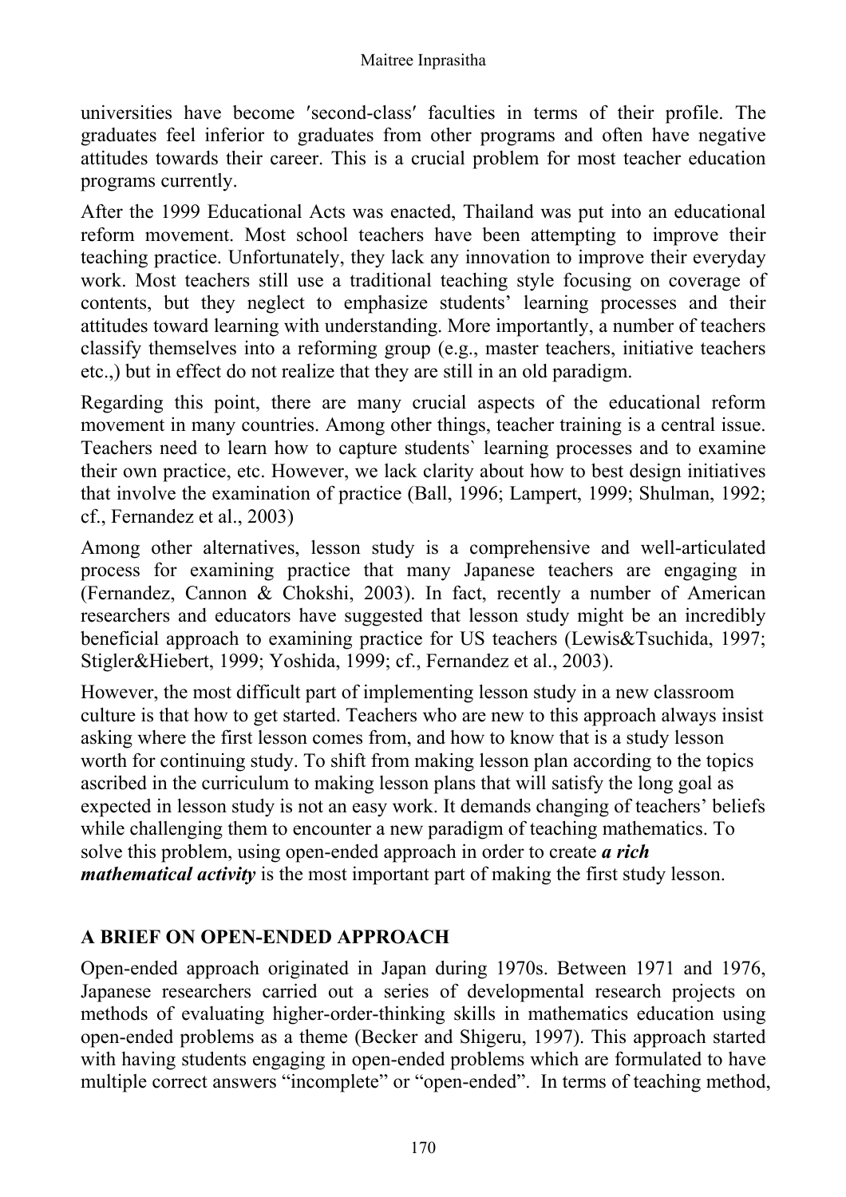universities have become ′second-class′ faculties in terms of their profile. The graduates feel inferior to graduates from other programs and often have negative attitudes towards their career. This is a crucial problem for most teacher education programs currently.

After the 1999 Educational Acts was enacted, Thailand was put into an educational reform movement. Most school teachers have been attempting to improve their teaching practice. Unfortunately, they lack any innovation to improve their everyday work. Most teachers still use a traditional teaching style focusing on coverage of contents, but they neglect to emphasize students' learning processes and their attitudes toward learning with understanding. More importantly, a number of teachers classify themselves into a reforming group (e.g., master teachers, initiative teachers etc.,) but in effect do not realize that they are still in an old paradigm.

Regarding this point, there are many crucial aspects of the educational reform movement in many countries. Among other things, teacher training is a central issue. Teachers need to learn how to capture students` learning processes and to examine their own practice, etc. However, we lack clarity about how to best design initiatives that involve the examination of practice (Ball, 1996; Lampert, 1999; Shulman, 1992; cf., Fernandez et al., 2003)

Among other alternatives, lesson study is a comprehensive and well-articulated process for examining practice that many Japanese teachers are engaging in (Fernandez, Cannon & Chokshi, 2003). In fact, recently a number of American researchers and educators have suggested that lesson study might be an incredibly beneficial approach to examining practice for US teachers (Lewis&Tsuchida, 1997; Stigler&Hiebert, 1999; Yoshida, 1999; cf., Fernandez et al., 2003).

However, the most difficult part of implementing lesson study in a new classroom culture is that how to get started. Teachers who are new to this approach always insist asking where the first lesson comes from, and how to know that is a study lesson worth for continuing study. To shift from making lesson plan according to the topics ascribed in the curriculum to making lesson plans that will satisfy the long goal as expected in lesson study is not an easy work. It demands changing of teachers' beliefs while challenging them to encounter a new paradigm of teaching mathematics. To solve this problem, using open-ended approach in order to create ***a rich mathematical activity*** is the most important part of making the first study lesson.

## A BRIEF ON OPEN-ENDED APPROACH

Open-ended approach originated in Japan during 1970s. Between 1971 and 1976, Japanese researchers carried out a series of developmental research projects on methods of evaluating higher-order-thinking skills in mathematics education using open-ended problems as a theme (Becker and Shigeru, 1997). This approach started with having students engaging in open-ended problems which are formulated to have multiple correct answers "incomplete" or "open-ended". In terms of teaching method,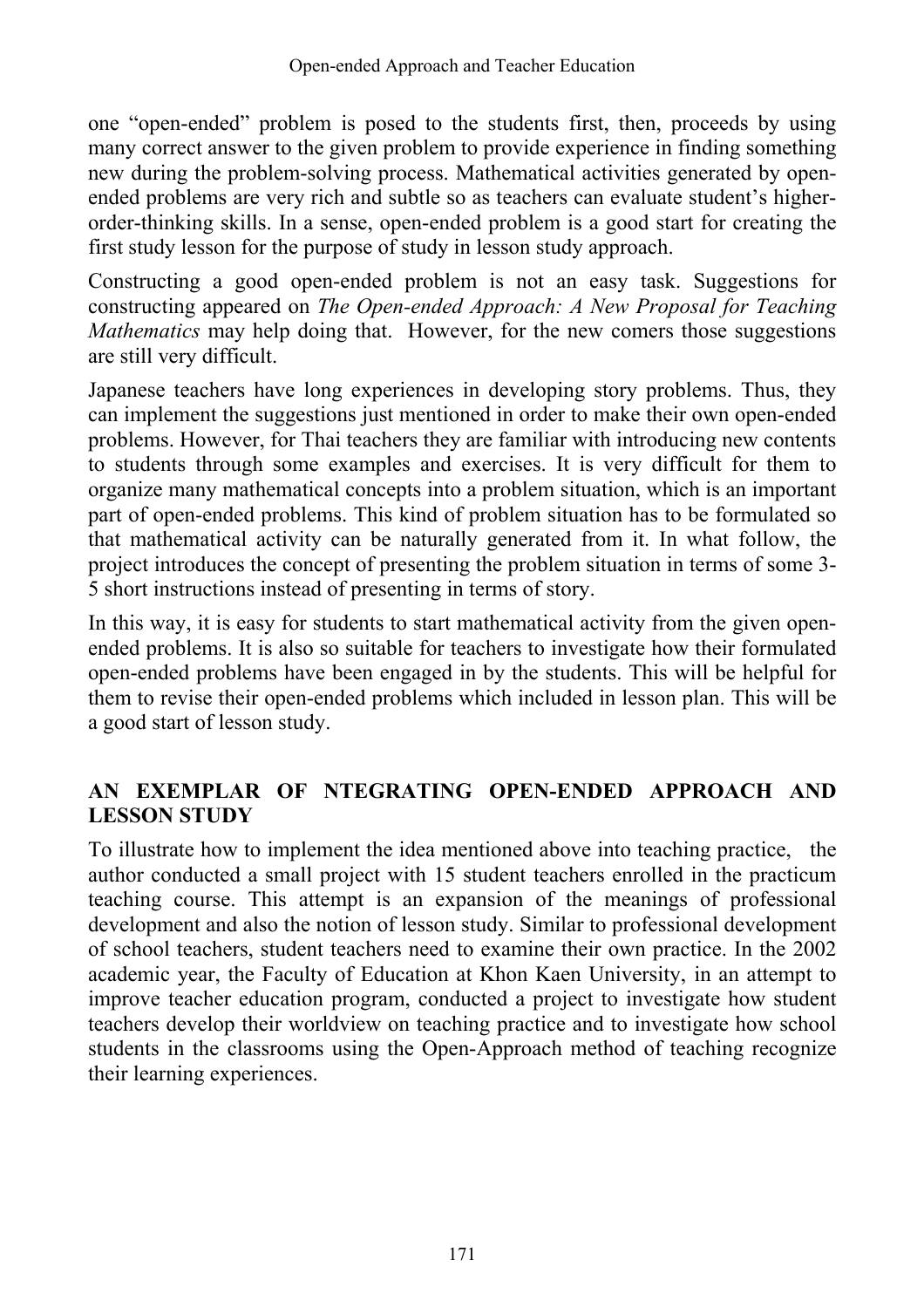one "open-ended" problem is posed to the students first, then, proceeds by using many correct answer to the given problem to provide experience in finding something new during the problem-solving process. Mathematical activities generated by open-ended problems are very rich and subtle so as teachers can evaluate student's higher-order-thinking skills. In a sense, open-ended problem is a good start for creating the first study lesson for the purpose of study in lesson study approach.

Constructing a good open-ended problem is not an easy task. Suggestions for constructing appeared on *The Open-ended Approach: A New Proposal for Teaching Mathematics* may help doing that. However, for the new comers those suggestions are still very difficult.

Japanese teachers have long experiences in developing story problems. Thus, they can implement the suggestions just mentioned in order to make their own open-ended problems. However, for Thai teachers they are familiar with introducing new contents to students through some examples and exercises. It is very difficult for them to organize many mathematical concepts into a problem situation, which is an important part of open-ended problems. This kind of problem situation has to be formulated so that mathematical activity can be naturally generated from it. In what follow, the project introduces the concept of presenting the problem situation in terms of some 3-5 short instructions instead of presenting in terms of story.

In this way, it is easy for students to start mathematical activity from the given open-ended problems. It is also so suitable for teachers to investigate how their formulated open-ended problems have been engaged in by the students. This will be helpful for them to revise their open-ended problems which included in lesson plan. This will be a good start of lesson study.

## AN EXEMPLAR OF NTEGRATING OPEN-ENDED APPROACH AND LESSON STUDY

To illustrate how to implement the idea mentioned above into teaching practice, the author conducted a small project with 15 student teachers enrolled in the practicum teaching course. This attempt is an expansion of the meanings of professional development and also the notion of lesson study. Similar to professional development of school teachers, student teachers need to examine their own practice. In the 2002 academic year, the Faculty of Education at Khon Kaen University, in an attempt to improve teacher education program, conducted a project to investigate how student teachers develop their worldview on teaching practice and to investigate how school students in the classrooms using the Open-Approach method of teaching recognize their learning experiences.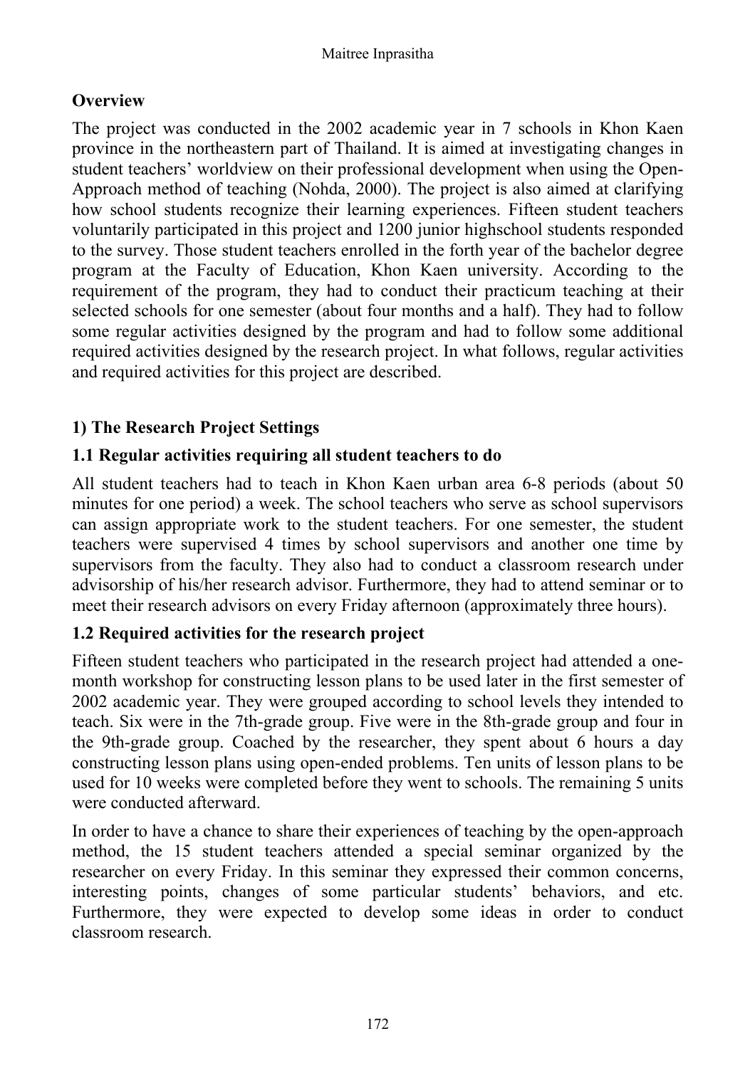## Overview

The project was conducted in the 2002 academic year in 7 schools in Khon Kaen province in the northeastern part of Thailand. It is aimed at investigating changes in student teachers' worldview on their professional development when using the Open-Approach method of teaching (Nohda, 2000). The project is also aimed at clarifying how school students recognize their learning experiences. Fifteen student teachers voluntarily participated in this project and 1200 junior highschool students responded to the survey. Those student teachers enrolled in the forth year of the bachelor degree program at the Faculty of Education, Khon Kaen university. According to the requirement of the program, they had to conduct their practicum teaching at their selected schools for one semester (about four months and a half). They had to follow some regular activities designed by the program and had to follow some additional required activities designed by the research project. In what follows, regular activities and required activities for this project are described.

## 1) The Research Project Settings

### 1.1 Regular activities requiring all student teachers to do

All student teachers had to teach in Khon Kaen urban area 6-8 periods (about 50 minutes for one period) a week. The school teachers who serve as school supervisors can assign appropriate work to the student teachers. For one semester, the student teachers were supervised 4 times by school supervisors and another one time by supervisors from the faculty. They also had to conduct a classroom research under advisorship of his/her research advisor. Furthermore, they had to attend seminar or to meet their research advisors on every Friday afternoon (approximately three hours).

### 1.2 Required activities for the research project

Fifteen student teachers who participated in the research project had attended a one-month workshop for constructing lesson plans to be used later in the first semester of 2002 academic year. They were grouped according to school levels they intended to teach. Six were in the 7th-grade group. Five were in the 8th-grade group and four in the 9th-grade group. Coached by the researcher, they spent about 6 hours a day constructing lesson plans using open-ended problems. Ten units of lesson plans to be used for 10 weeks were completed before they went to schools. The remaining 5 units were conducted afterward.

In order to have a chance to share their experiences of teaching by the open-approach method, the 15 student teachers attended a special seminar organized by the researcher on every Friday. In this seminar they expressed their common concerns, interesting points, changes of some particular students' behaviors, and etc. Furthermore, they were expected to develop some ideas in order to conduct classroom research.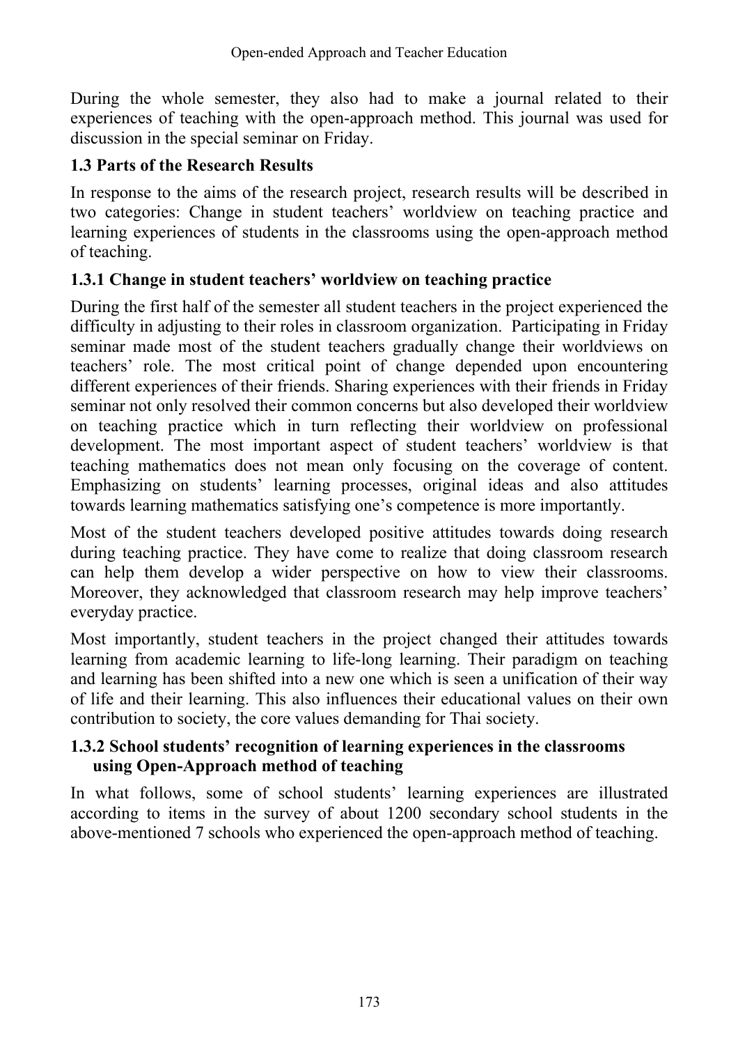During the whole semester, they also had to make a journal related to their experiences of teaching with the open-approach method. This journal was used for discussion in the special seminar on Friday.

### 1.3 Parts of the Research Results

In response to the aims of the research project, research results will be described in two categories: Change in student teachers' worldview on teaching practice and learning experiences of students in the classrooms using the open-approach method of teaching.

#### 1.3.1 Change in student teachers' worldview on teaching practice

During the first half of the semester all student teachers in the project experienced the difficulty in adjusting to their roles in classroom organization. Participating in Friday seminar made most of the student teachers gradually change their worldviews on teachers' role. The most critical point of change depended upon encountering different experiences of their friends. Sharing experiences with their friends in Friday seminar not only resolved their common concerns but also developed their worldview on teaching practice which in turn reflecting their worldview on professional development. The most important aspect of student teachers' worldview is that teaching mathematics does not mean only focusing on the coverage of content. Emphasizing on students' learning processes, original ideas and also attitudes towards learning mathematics satisfying one's competence is more importantly.

Most of the student teachers developed positive attitudes towards doing research during teaching practice. They have come to realize that doing classroom research can help them develop a wider perspective on how to view their classrooms. Moreover, they acknowledged that classroom research may help improve teachers' everyday practice.

Most importantly, student teachers in the project changed their attitudes towards learning from academic learning to life-long learning. Their paradigm on teaching and learning has been shifted into a new one which is seen a unification of their way of life and their learning. This also influences their educational values on their own contribution to society, the core values demanding for Thai society.

#### 1.3.2 School students' recognition of learning experiences in the classrooms using Open-Approach method of teaching

In what follows, some of school students' learning experiences are illustrated according to items in the survey of about 1200 secondary school students in the above-mentioned 7 schools who experienced the open-approach method of teaching.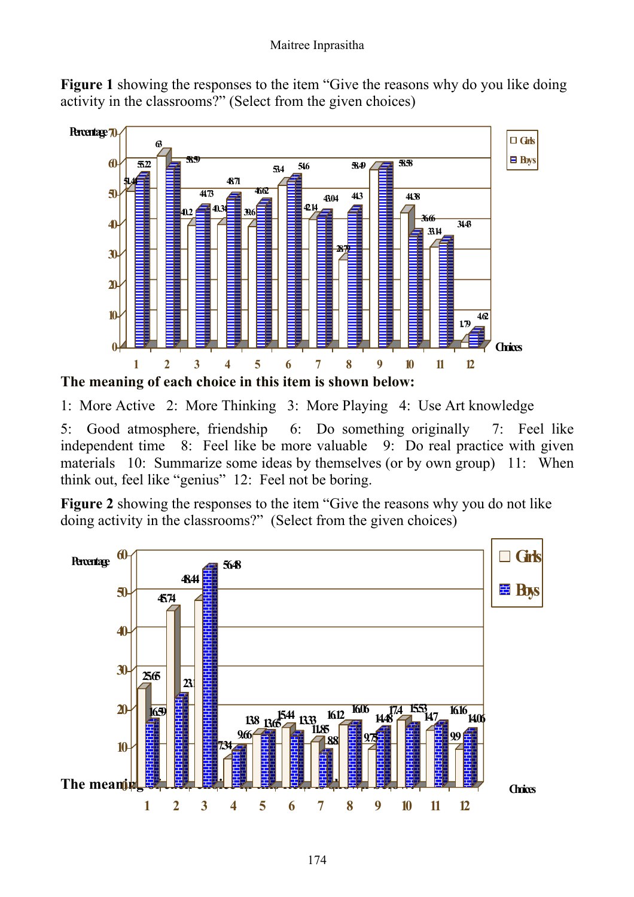**Figure 1** showing the responses to the item "Give the reasons why do you like doing activity in the classrooms?" (Select from the given choices)

**The meaning of each choice in this item is shown below:**

1: More Active 2: More Thinking 3: More Playing 4: Use Art knowledge

5: Good atmosphere, friendship 6: Do something originally 7: Feel like independent time 8: Feel like be more valuable 9: Do real practice with given materials 10: Summarize some ideas by themselves (or by own group) 11: When think out, feel like "genius" 12: Feel not be boring.

**Figure 2** showing the responses to the item "Give the reasons why you do not like doing activity in the classrooms?" (Select from the given choices)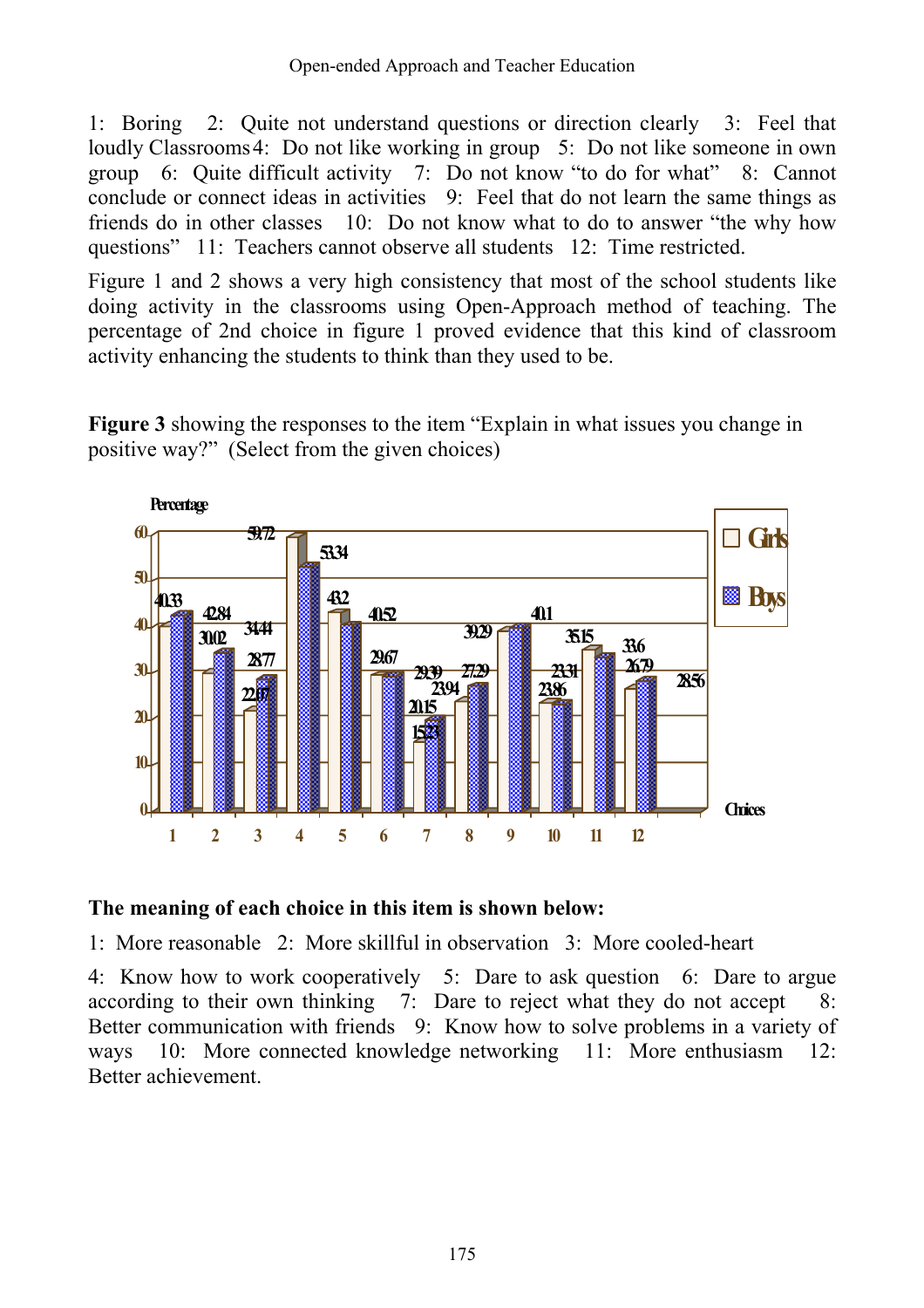1: Boring 2: Quite not understand questions or direction clearly 3: Feel that loudly Classrooms 4: Do not like working in group 5: Do not like someone in own group 6: Quite difficult activity 7: Do not know "to do for what" 8: Cannot conclude or connect ideas in activities 9: Feel that do not learn the same things as friends do in other classes 10: Do not know what to do to answer "the why how questions" 11: Teachers cannot observe all students 12: Time restricted.

Figure 1 and 2 shows a very high consistency that most of the school students like doing activity in the classrooms using Open-Approach method of teaching. The percentage of 2nd choice in figure 1 proved evidence that this kind of classroom activity enhancing the students to think than they used to be.

**Figure 3** showing the responses to the item "Explain in what issues you change in positive way?" (Select from the given choices)

| Choices | Girls | Boys |
|---|---|---|
| 1 | 40.33 | 42.84 |
| 2 | 30.02 | 34.44 |
| 3 | 22.07 | 28.77 |
| 4 | 59.72 | 53.34 |
| 5 | 43.2 | 40.52 |
| 6 | 29.67 | 29.39 |
| 7 | 15.23 | 20.15 |
| 8 | 23.94 | 27.29 |
| 9 | 39.29 | 40.1 |
| 10 | 23.86 | 23.31 |
| 11 | 35.15 | 33.6 |
| 12 | 26.79 | 28.56 |

**The meaning of each choice in this item is shown below:**

1: More reasonable 2: More skillful in observation 3: More cooled-heart

4: Know how to work cooperatively 5: Dare to ask question 6: Dare to argue according to their own thinking 7: Dare to reject what they do not accept 8: Better communication with friends 9: Know how to solve problems in a variety of ways 10: More connected knowledge networking 11: More enthusiasm 12: Better achievement.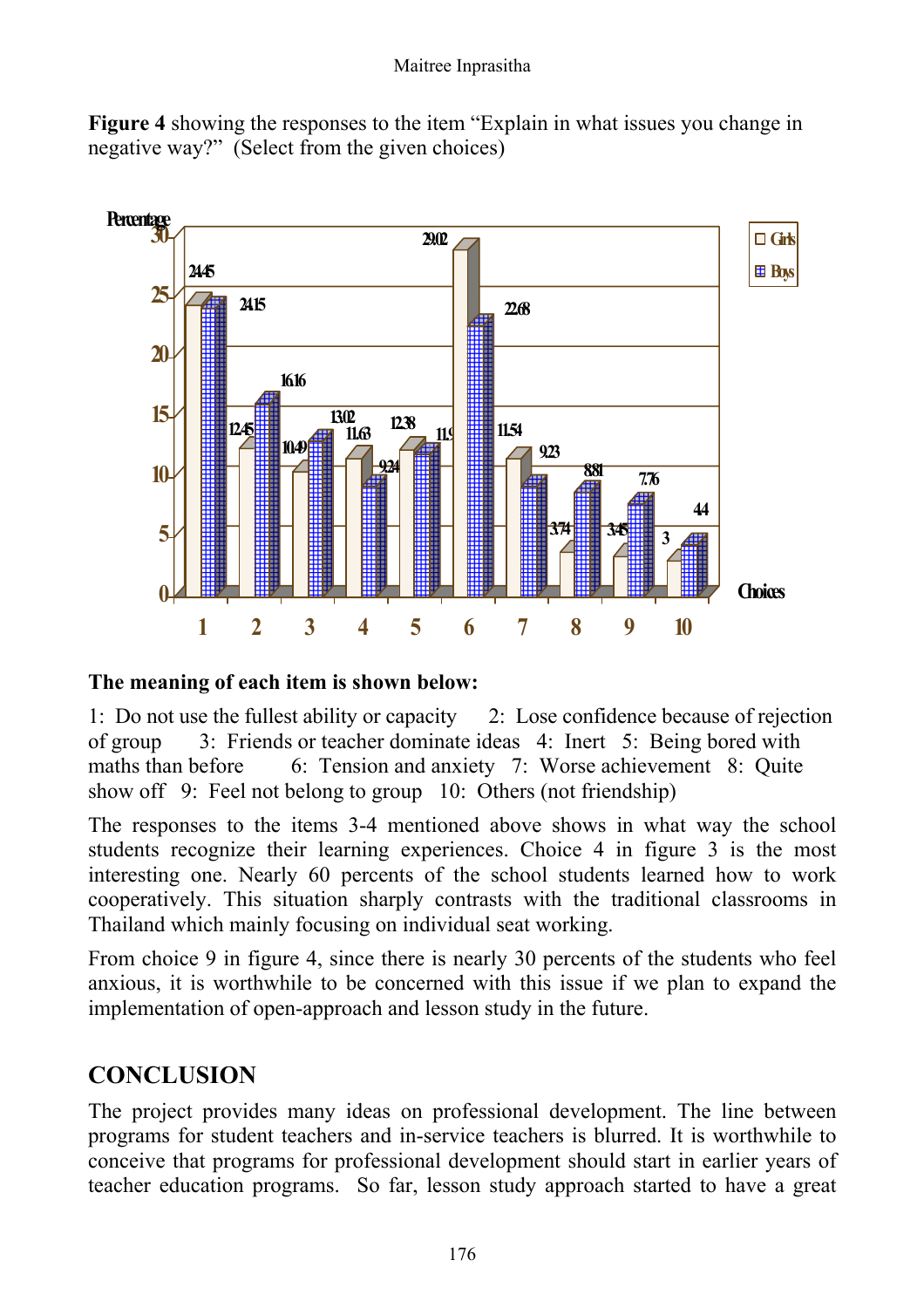**Figure 4** showing the responses to the item "Explain in what issues you change in negative way?" (Select from the given choices)

**The meaning of each item is shown below:**

1: Do not use the fullest ability or capacity 2: Lose confidence because of rejection of group 3: Friends or teacher dominate ideas 4: Inert 5: Being bored with maths than before 6: Tension and anxiety 7: Worse achievement 8: Quite show off 9: Feel not belong to group 10: Others (not friendship)

The responses to the items 3-4 mentioned above shows in what way the school students recognize their learning experiences. Choice 4 in figure 3 is the most interesting one. Nearly 60 percents of the school students learned how to work cooperatively. This situation sharply contrasts with the traditional classrooms in Thailand which mainly focusing on individual seat working.

From choice 9 in figure 4, since there is nearly 30 percents of the students who feel anxious, it is worthwhile to be concerned with this issue if we plan to expand the implementation of open-approach and lesson study in the future.

## CONCLUSION

The project provides many ideas on professional development. The line between programs for student teachers and in-service teachers is blurred. It is worthwhile to conceive that programs for professional development should start in earlier years of teacher education programs. So far, lesson study approach started to have a great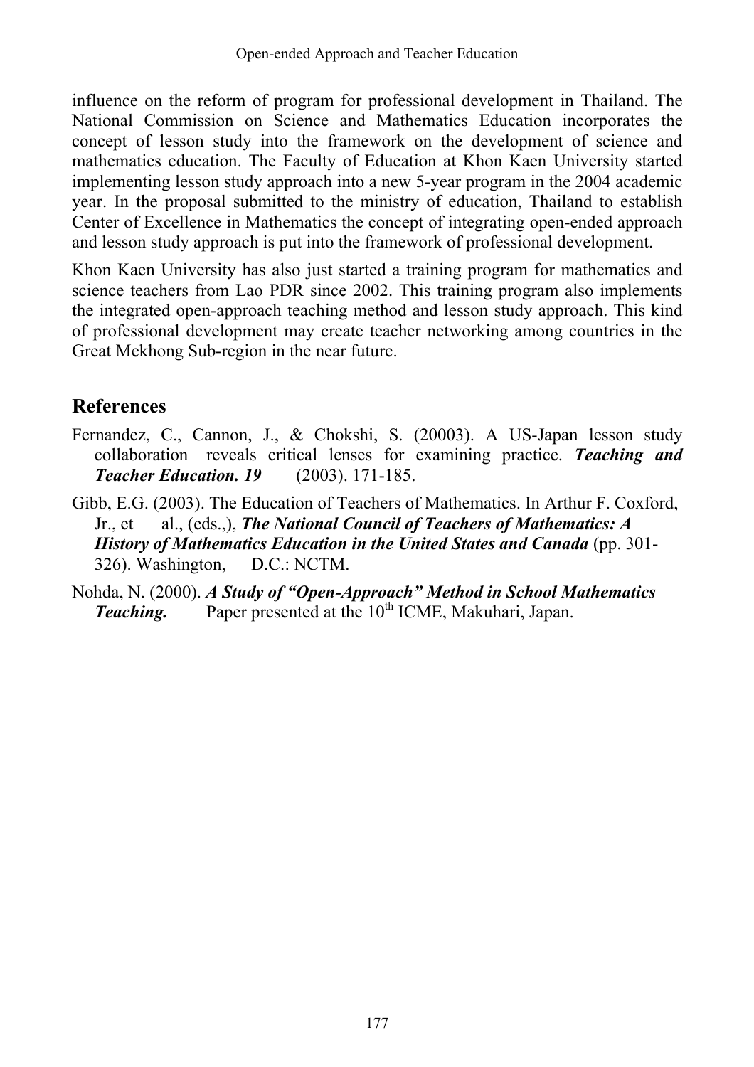influence on the reform of program for professional development in Thailand. The National Commission on Science and Mathematics Education incorporates the concept of lesson study into the framework on the development of science and mathematics education. The Faculty of Education at Khon Kaen University started implementing lesson study approach into a new 5-year program in the 2004 academic year. In the proposal submitted to the ministry of education, Thailand to establish Center of Excellence in Mathematics the concept of integrating open-ended approach and lesson study approach is put into the framework of professional development.

Khon Kaen University has also just started a training program for mathematics and science teachers from Lao PDR since 2002. This training program also implements the integrated open-approach teaching method and lesson study approach. This kind of professional development may create teacher networking among countries in the Great Mekhong Sub-region in the near future.

## References

Fernandez, C., Cannon, J., & Chokshi, S. (20003). A US-Japan lesson study collaboration reveals critical lenses for examining practice. ***Teaching and Teacher Education. 19*** (2003). 171-185.

Gibb, E.G. (2003). The Education of Teachers of Mathematics. In Arthur F. Coxford, Jr., et al., (eds.,), ***The National Council of Teachers of Mathematics: A History of Mathematics Education in the United States and Canada*** (pp. 301-326). Washington, D.C.: NCTM.

Nohda, N. (2000). ***A Study of "Open-Approach" Method in School Mathematics Teaching.*** Paper presented at the 10th ICME, Makuhari, Japan.